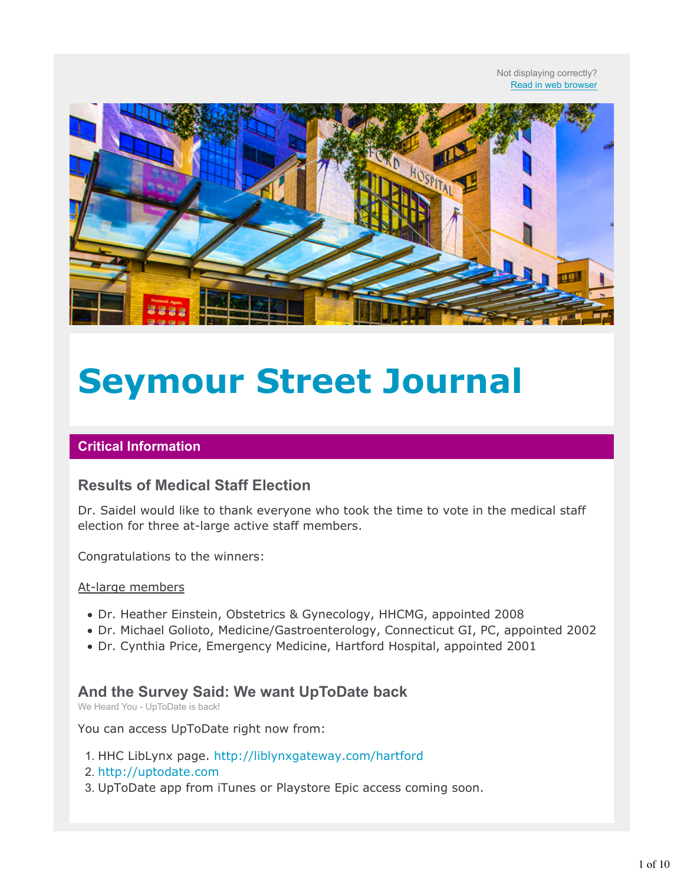Not displaying correctly?
[Read in web browser]

# Seymour Street Journal

## Critical Information

### Results of Medical Staff Election

Dr. Saidel would like to thank everyone who took the time to vote in the medical staff election for three at-large active staff members.

Congratulations to the winners:

At-large members

- Dr. Heather Einstein, Obstetrics & Gynecology, HHCMG, appointed 2008
- Dr. Michael Golioto, Medicine/Gastroenterology, Connecticut GI, PC, appointed 2002
- Dr. Cynthia Price, Emergency Medicine, Hartford Hospital, appointed 2001

### And the Survey Said: We want UpToDate back

We Heard You - UpToDate is back!

You can access UpToDate right now from:

1. HHC LibLynx page. http://liblynxgateway.com/hartford
2. http://uptodate.com
3. UpToDate app from iTunes or Playstore Epic access coming soon.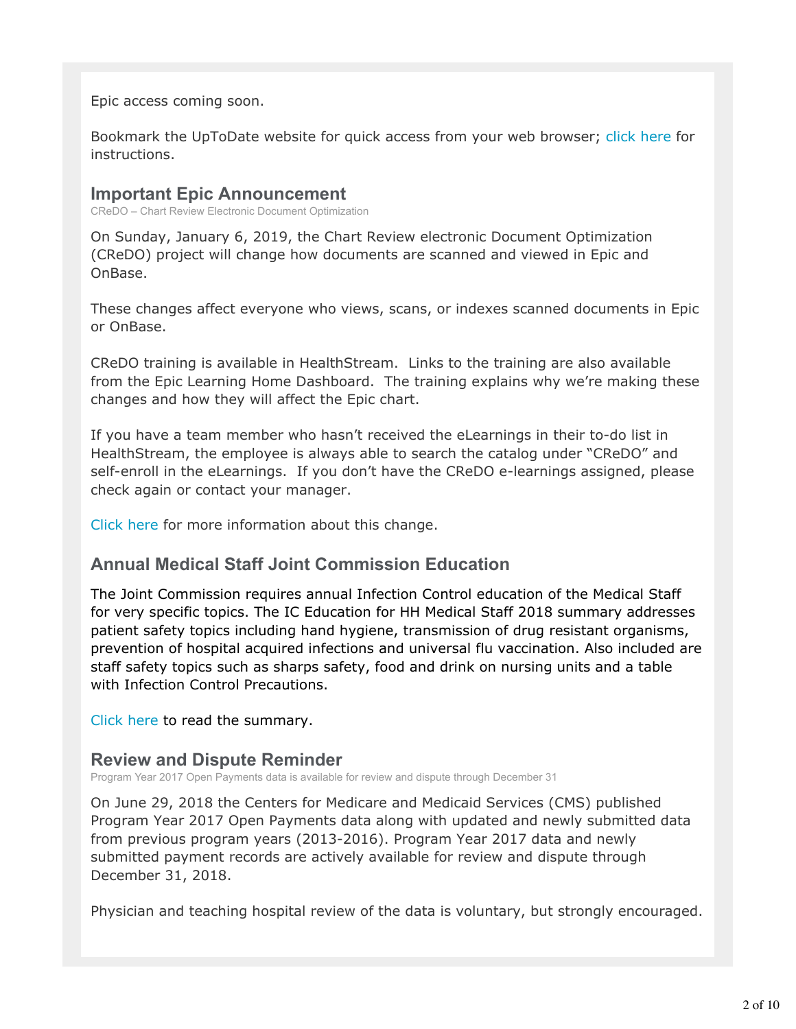Epic access coming soon.

Bookmark the UpToDate website for quick access from your web browser; click here for instructions.

## Important Epic Announcement

CReDO – Chart Review Electronic Document Optimization

On Sunday, January 6, 2019, the Chart Review electronic Document Optimization (CReDO) project will change how documents are scanned and viewed in Epic and OnBase.

These changes affect everyone who views, scans, or indexes scanned documents in Epic or OnBase.

CReDO training is available in HealthStream. Links to the training are also available from the Epic Learning Home Dashboard. The training explains why we're making these changes and how they will affect the Epic chart.

If you have a team member who hasn't received the eLearnings in their to-do list in HealthStream, the employee is always able to search the catalog under "CReDO" and self-enroll in the eLearnings. If you don't have the CReDO e-learnings assigned, please check again or contact your manager.

Click here for more information about this change.

## Annual Medical Staff Joint Commission Education

The Joint Commission requires annual Infection Control education of the Medical Staff for very specific topics. The IC Education for HH Medical Staff 2018 summary addresses patient safety topics including hand hygiene, transmission of drug resistant organisms, prevention of hospital acquired infections and universal flu vaccination. Also included are staff safety topics such as sharps safety, food and drink on nursing units and a table with Infection Control Precautions.

Click here to read the summary.

## Review and Dispute Reminder

Program Year 2017 Open Payments data is available for review and dispute through December 31

On June 29, 2018 the Centers for Medicare and Medicaid Services (CMS) published Program Year 2017 Open Payments data along with updated and newly submitted data from previous program years (2013-2016). Program Year 2017 data and newly submitted payment records are actively available for review and dispute through December 31, 2018.

Physician and teaching hospital review of the data is voluntary, but strongly encouraged.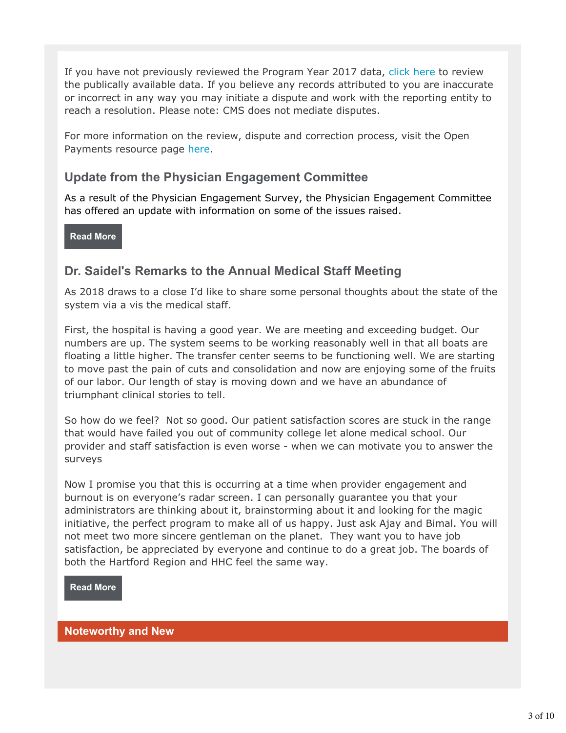If you have not previously reviewed the Program Year 2017 data, click here to review the publically available data. If you believe any records attributed to you are inaccurate or incorrect in any way you may initiate a dispute and work with the reporting entity to reach a resolution. Please note: CMS does not mediate disputes.

For more information on the review, dispute and correction process, visit the Open Payments resource page here.

## Update from the Physician Engagement Committee

As a result of the Physician Engagement Survey, the Physician Engagement Committee has offered an update with information on some of the issues raised.

**Read More**

## Dr. Saidel's Remarks to the Annual Medical Staff Meeting

As 2018 draws to a close I'd like to share some personal thoughts about the state of the system via a vis the medical staff.

First, the hospital is having a good year. We are meeting and exceeding budget. Our numbers are up. The system seems to be working reasonably well in that all boats are floating a little higher. The transfer center seems to be functioning well. We are starting to move past the pain of cuts and consolidation and now are enjoying some of the fruits of our labor. Our length of stay is moving down and we have an abundance of triumphant clinical stories to tell.

So how do we feel? Not so good. Our patient satisfaction scores are stuck in the range that would have failed you out of community college let alone medical school. Our provider and staff satisfaction is even worse - when we can motivate you to answer the surveys

Now I promise you that this is occurring at a time when provider engagement and burnout is on everyone's radar screen. I can personally guarantee you that your administrators are thinking about it, brainstorming about it and looking for the magic initiative, the perfect program to make all of us happy. Just ask Ajay and Bimal. You will not meet two more sincere gentleman on the planet. They want you to have job satisfaction, be appreciated by everyone and continue to do a great job. The boards of both the Hartford Region and HHC feel the same way.

**Read More**

## Noteworthy and New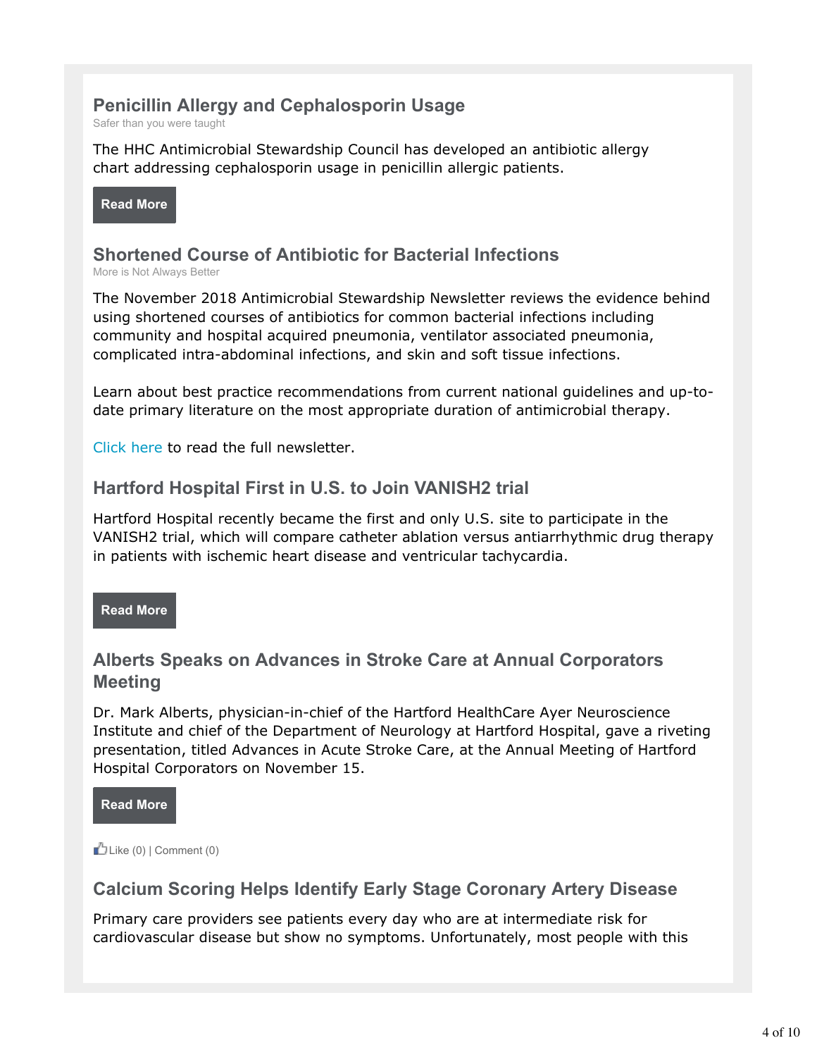## Penicillin Allergy and Cephalosporin Usage

Safer than you were taught

The HHC Antimicrobial Stewardship Council has developed an antibiotic allergy chart addressing cephalosporin usage in penicillin allergic patients.

**Read More**

## Shortened Course of Antibiotic for Bacterial Infections

More is Not Always Better

The November 2018 Antimicrobial Stewardship Newsletter reviews the evidence behind using shortened courses of antibiotics for common bacterial infections including community and hospital acquired pneumonia, ventilator associated pneumonia, complicated intra-abdominal infections, and skin and soft tissue infections.

Learn about best practice recommendations from current national guidelines and up-to-date primary literature on the most appropriate duration of antimicrobial therapy.

Click here to read the full newsletter.

## Hartford Hospital First in U.S. to Join VANISH2 trial

Hartford Hospital recently became the first and only U.S. site to participate in the VANISH2 trial, which will compare catheter ablation versus antiarrhythmic drug therapy in patients with ischemic heart disease and ventricular tachycardia.

**Read More**

## Alberts Speaks on Advances in Stroke Care at Annual Corporators Meeting

Dr. Mark Alberts, physician-in-chief of the Hartford HealthCare Ayer Neuroscience Institute and chief of the Department of Neurology at Hartford Hospital, gave a riveting presentation, titled Advances in Acute Stroke Care, at the Annual Meeting of Hartford Hospital Corporators on November 15.

**Read More**

Like (0) | Comment (0)

## Calcium Scoring Helps Identify Early Stage Coronary Artery Disease

Primary care providers see patients every day who are at intermediate risk for cardiovascular disease but show no symptoms. Unfortunately, most people with this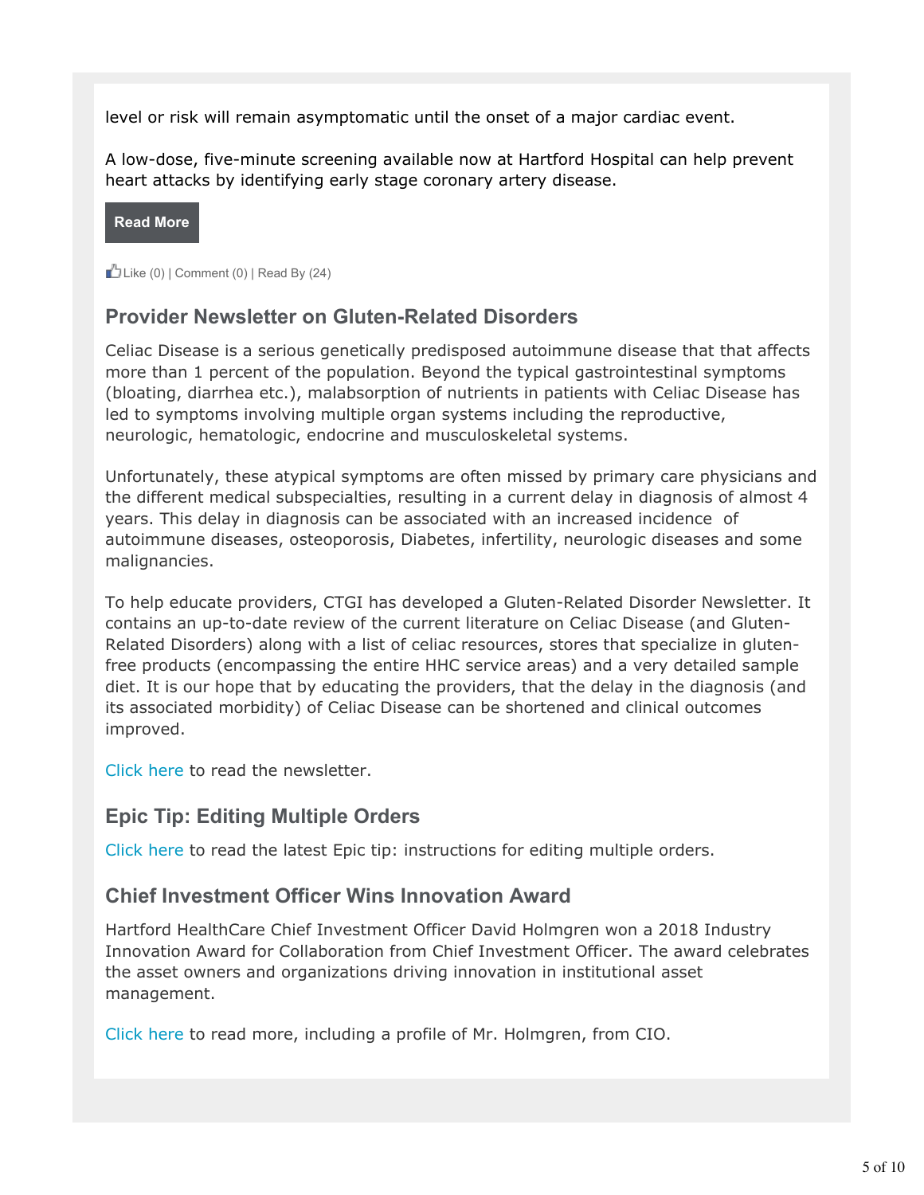level or risk will remain asymptomatic until the onset of a major cardiac event.

A low-dose, five-minute screening available now at Hartford Hospital can help prevent heart attacks by identifying early stage coronary artery disease.

**Read More**

Like (0) | Comment (0) | Read By (24)

### Provider Newsletter on Gluten-Related Disorders

Celiac Disease is a serious genetically predisposed autoimmune disease that that affects more than 1 percent of the population. Beyond the typical gastrointestinal symptoms (bloating, diarrhea etc.), malabsorption of nutrients in patients with Celiac Disease has led to symptoms involving multiple organ systems including the reproductive, neurologic, hematologic, endocrine and musculoskeletal systems.

Unfortunately, these atypical symptoms are often missed by primary care physicians and the different medical subspecialties, resulting in a current delay in diagnosis of almost 4 years. This delay in diagnosis can be associated with an increased incidence of autoimmune diseases, osteoporosis, Diabetes, infertility, neurologic diseases and some malignancies.

To help educate providers, CTGI has developed a Gluten-Related Disorder Newsletter. It contains an up-to-date review of the current literature on Celiac Disease (and Gluten-Related Disorders) along with a list of celiac resources, stores that specialize in gluten-free products (encompassing the entire HHC service areas) and a very detailed sample diet. It is our hope that by educating the providers, that the delay in the diagnosis (and its associated morbidity) of Celiac Disease can be shortened and clinical outcomes improved.

Click here to read the newsletter.

### Epic Tip: Editing Multiple Orders

Click here to read the latest Epic tip: instructions for editing multiple orders.

### Chief Investment Officer Wins Innovation Award

Hartford HealthCare Chief Investment Officer David Holmgren won a 2018 Industry Innovation Award for Collaboration from Chief Investment Officer. The award celebrates the asset owners and organizations driving innovation in institutional asset management.

Click here to read more, including a profile of Mr. Holmgren, from CIO.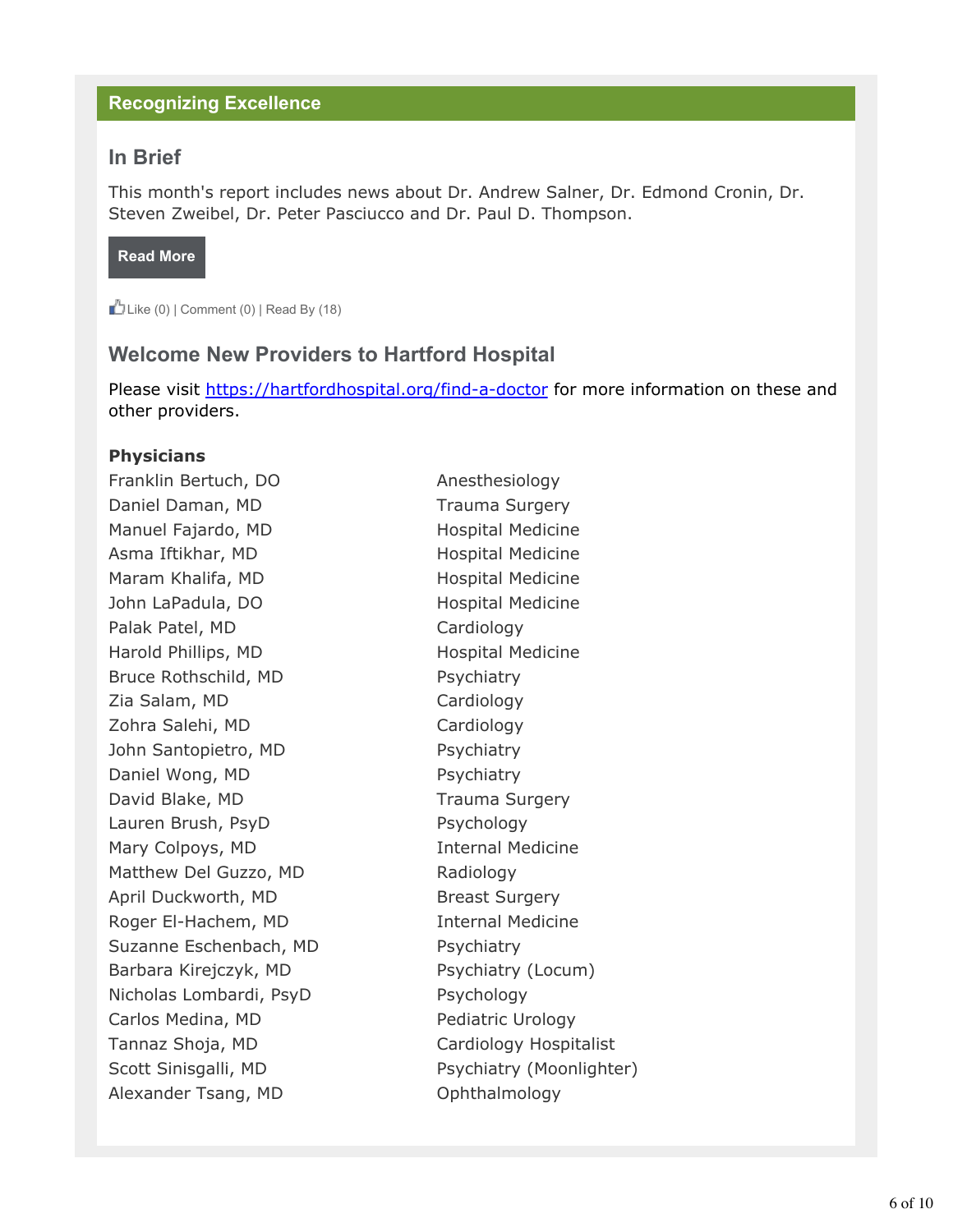## Recognizing Excellence

### In Brief

This month's report includes news about Dr. Andrew Salner, Dr. Edmond Cronin, Dr. Steven Zweibel, Dr. Peter Pasciucco and Dr. Paul D. Thompson.

Read More

Like (0) | Comment (0) | Read By (18)

### Welcome New Providers to Hartford Hospital

Please visit https://hartfordhospital.org/find-a-doctor for more information on these and other providers.

**Physicians**

| | |
|---|---|
| Franklin Bertuch, DO | Anesthesiology |
| Daniel Daman, MD | Trauma Surgery |
| Manuel Fajardo, MD | Hospital Medicine |
| Asma Iftikhar, MD | Hospital Medicine |
| Maram Khalifa, MD | Hospital Medicine |
| John LaPadula, DO | Hospital Medicine |
| Palak Patel, MD | Cardiology |
| Harold Phillips, MD | Hospital Medicine |
| Bruce Rothschild, MD | Psychiatry |
| Zia Salam, MD | Cardiology |
| Zohra Salehi, MD | Cardiology |
| John Santopietro, MD | Psychiatry |
| Daniel Wong, MD | Psychiatry |
| David Blake, MD | Trauma Surgery |
| Lauren Brush, PsyD | Psychology |
| Mary Colpoys, MD | Internal Medicine |
| Matthew Del Guzzo, MD | Radiology |
| April Duckworth, MD | Breast Surgery |
| Roger El-Hachem, MD | Internal Medicine |
| Suzanne Eschenbach, MD | Psychiatry |
| Barbara Kirejczyk, MD | Psychiatry (Locum) |
| Nicholas Lombardi, PsyD | Psychology |
| Carlos Medina, MD | Pediatric Urology |
| Tannaz Shoja, MD | Cardiology Hospitalist |
| Scott Sinisgalli, MD | Psychiatry (Moonlighter) |
| Alexander Tsang, MD | Ophthalmology |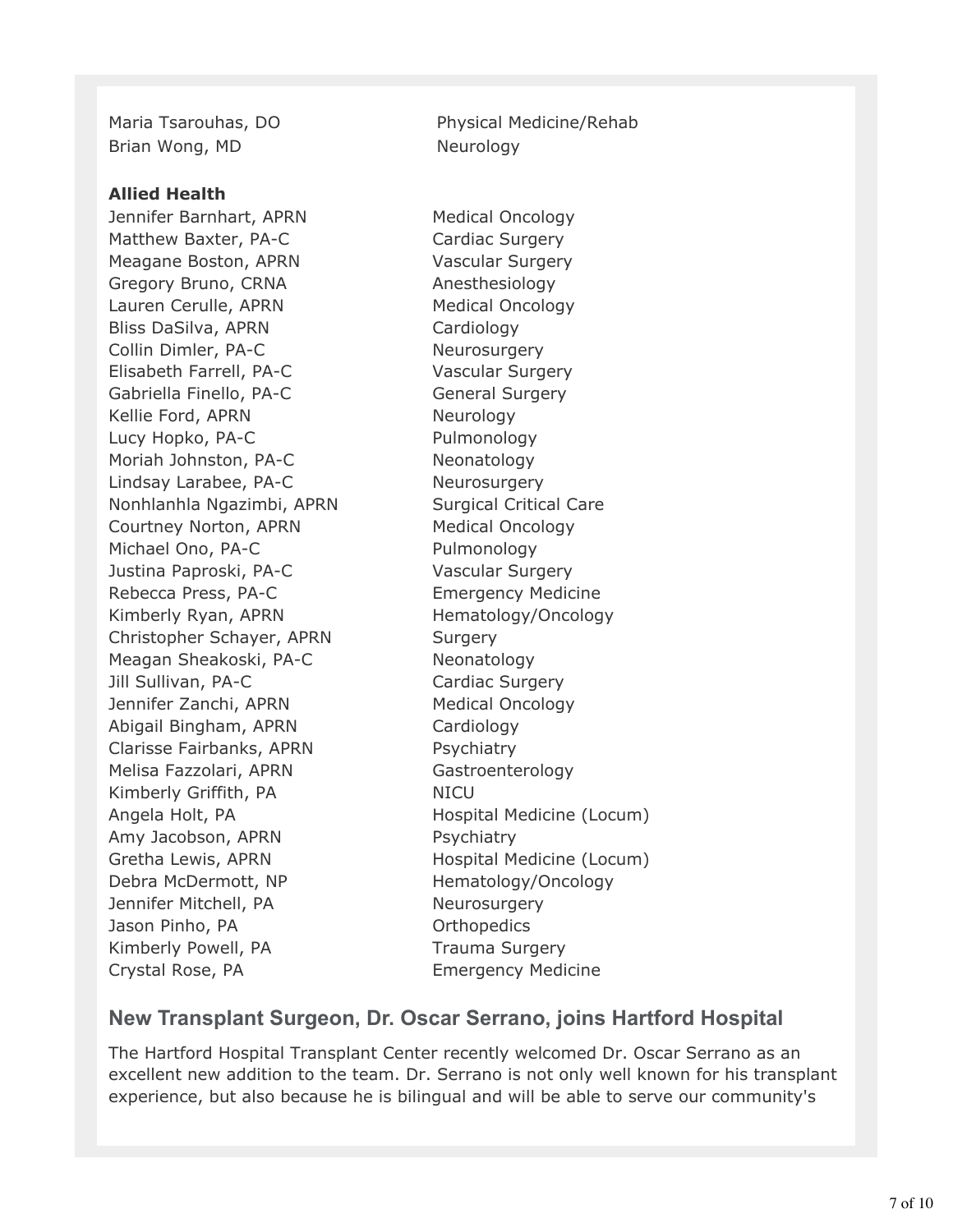| | |
|---|---|
| Maria Tsarouhas, DO | Physical Medicine/Rehab |
| Brian Wong, MD | Neurology |

**Allied Health**

| | |
|---|---|
| Jennifer Barnhart, APRN | Medical Oncology |
| Matthew Baxter, PA-C | Cardiac Surgery |
| Meagane Boston, APRN | Vascular Surgery |
| Gregory Bruno, CRNA | Anesthesiology |
| Lauren Cerulle, APRN | Medical Oncology |
| Bliss DaSilva, APRN | Cardiology |
| Collin Dimler, PA-C | Neurosurgery |
| Elisabeth Farrell, PA-C | Vascular Surgery |
| Gabriella Finello, PA-C | General Surgery |
| Kellie Ford, APRN | Neurology |
| Lucy Hopko, PA-C | Pulmonology |
| Moriah Johnston, PA-C | Neonatology |
| Lindsay Larabee, PA-C | Neurosurgery |
| Nonhlanhla Ngazimbi, APRN | Surgical Critical Care |
| Courtney Norton, APRN | Medical Oncology |
| Michael Ono, PA-C | Pulmonology |
| Justina Paproski, PA-C | Vascular Surgery |
| Rebecca Press, PA-C | Emergency Medicine |
| Kimberly Ryan, APRN | Hematology/Oncology |
| Christopher Schayer, APRN | Surgery |
| Meagan Sheakoski, PA-C | Neonatology |
| Jill Sullivan, PA-C | Cardiac Surgery |
| Jennifer Zanchi, APRN | Medical Oncology |
| Abigail Bingham, APRN | Cardiology |
| Clarisse Fairbanks, APRN | Psychiatry |
| Melisa Fazzolari, APRN | Gastroenterology |
| Kimberly Griffith, PA | NICU |
| Angela Holt, PA | Hospital Medicine (Locum) |
| Amy Jacobson, APRN | Psychiatry |
| Gretha Lewis, APRN | Hospital Medicine (Locum) |
| Debra McDermott, NP | Hematology/Oncology |
| Jennifer Mitchell, PA | Neurosurgery |
| Jason Pinho, PA | Orthopedics |
| Kimberly Powell, PA | Trauma Surgery |
| Crystal Rose, PA | Emergency Medicine |

## New Transplant Surgeon, Dr. Oscar Serrano, joins Hartford Hospital

The Hartford Hospital Transplant Center recently welcomed Dr. Oscar Serrano as an excellent new addition to the team. Dr. Serrano is not only well known for his transplant experience, but also because he is bilingual and will be able to serve our community's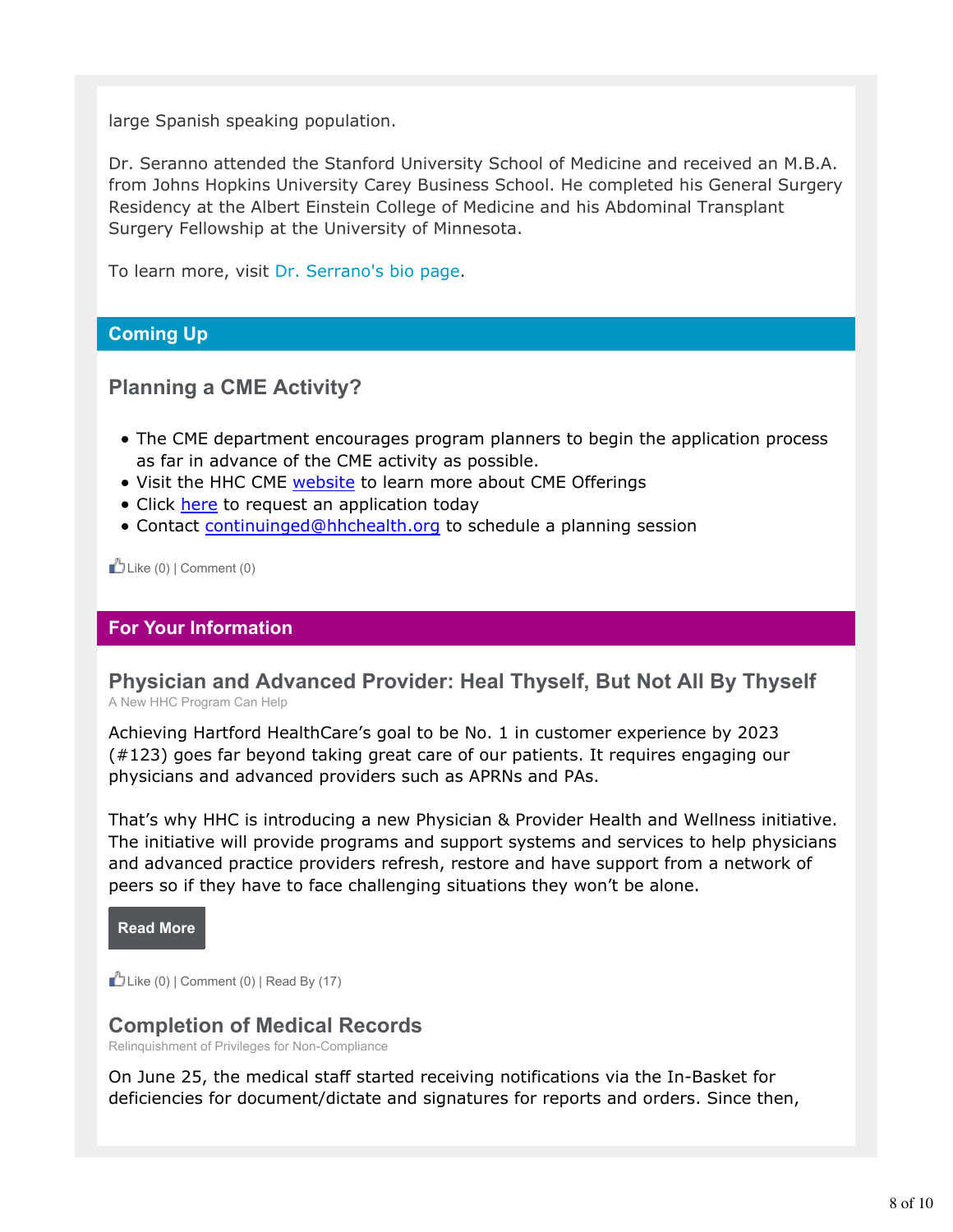large Spanish speaking population.

Dr. Seranno attended the Stanford University School of Medicine and received an M.B.A. from Johns Hopkins University Carey Business School. He completed his General Surgery Residency at the Albert Einstein College of Medicine and his Abdominal Transplant Surgery Fellowship at the University of Minnesota.

To learn more, visit Dr. Serrano's bio page.

## Coming Up

### Planning a CME Activity?

- The CME department encourages program planners to begin the application process as far in advance of the CME activity as possible.
- Visit the HHC CME website to learn more about CME Offerings
- Click here to request an application today
- Contact continuinged@hhchealth.org to schedule a planning session

Like (0) | Comment (0)

## For Your Information

### Physician and Advanced Provider: Heal Thyself, But Not All By Thyself

A New HHC Program Can Help

Achieving Hartford HealthCare's goal to be No. 1 in customer experience by 2023 (#123) goes far beyond taking great care of our patients. It requires engaging our physicians and advanced providers such as APRNs and PAs.

That's why HHC is introducing a new Physician & Provider Health and Wellness initiative. The initiative will provide programs and support systems and services to help physicians and advanced practice providers refresh, restore and have support from a network of peers so if they have to face challenging situations they won't be alone.

**Read More**

Like (0) | Comment (0) | Read By (17)

### Completion of Medical Records

Relinquishment of Privileges for Non-Compliance

On June 25, the medical staff started receiving notifications via the In-Basket for deficiencies for document/dictate and signatures for reports and orders. Since then,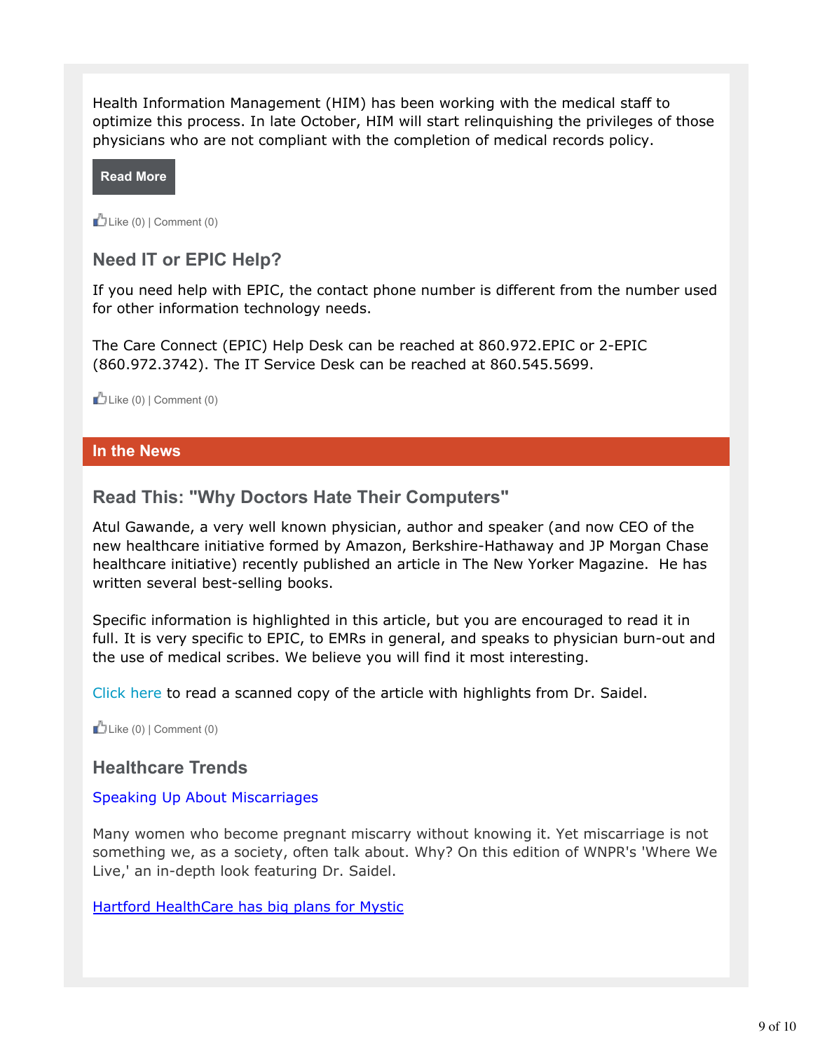Health Information Management (HIM) has been working with the medical staff to optimize this process. In late October, HIM will start relinquishing the privileges of those physicians who are not compliant with the completion of medical records policy.

**Read More**

Like (0) | Comment (0)

### Need IT or EPIC Help?

If you need help with EPIC, the contact phone number is different from the number used for other information technology needs.

The Care Connect (EPIC) Help Desk can be reached at 860.972.EPIC or 2-EPIC (860.972.3742). The IT Service Desk can be reached at 860.545.5699.

Like (0) | Comment (0)

## In the News

### Read This: "Why Doctors Hate Their Computers"

Atul Gawande, a very well known physician, author and speaker (and now CEO of the new healthcare initiative formed by Amazon, Berkshire-Hathaway and JP Morgan Chase healthcare initiative) recently published an article in The New Yorker Magazine.  He has written several best-selling books.

Specific information is highlighted in this article, but you are encouraged to read it in full. It is very specific to EPIC, to EMRs in general, and speaks to physician burn-out and the use of medical scribes. We believe you will find it most interesting.

Click here to read a scanned copy of the article with highlights from Dr. Saidel.

Like (0) | Comment (0)

### Healthcare Trends

Speaking Up About Miscarriages

Many women who become pregnant miscarry without knowing it. Yet miscarriage is not something we, as a society, often talk about. Why? On this edition of WNPR's 'Where We Live,' an in-depth look featuring Dr. Saidel.

Hartford HealthCare has big plans for Mystic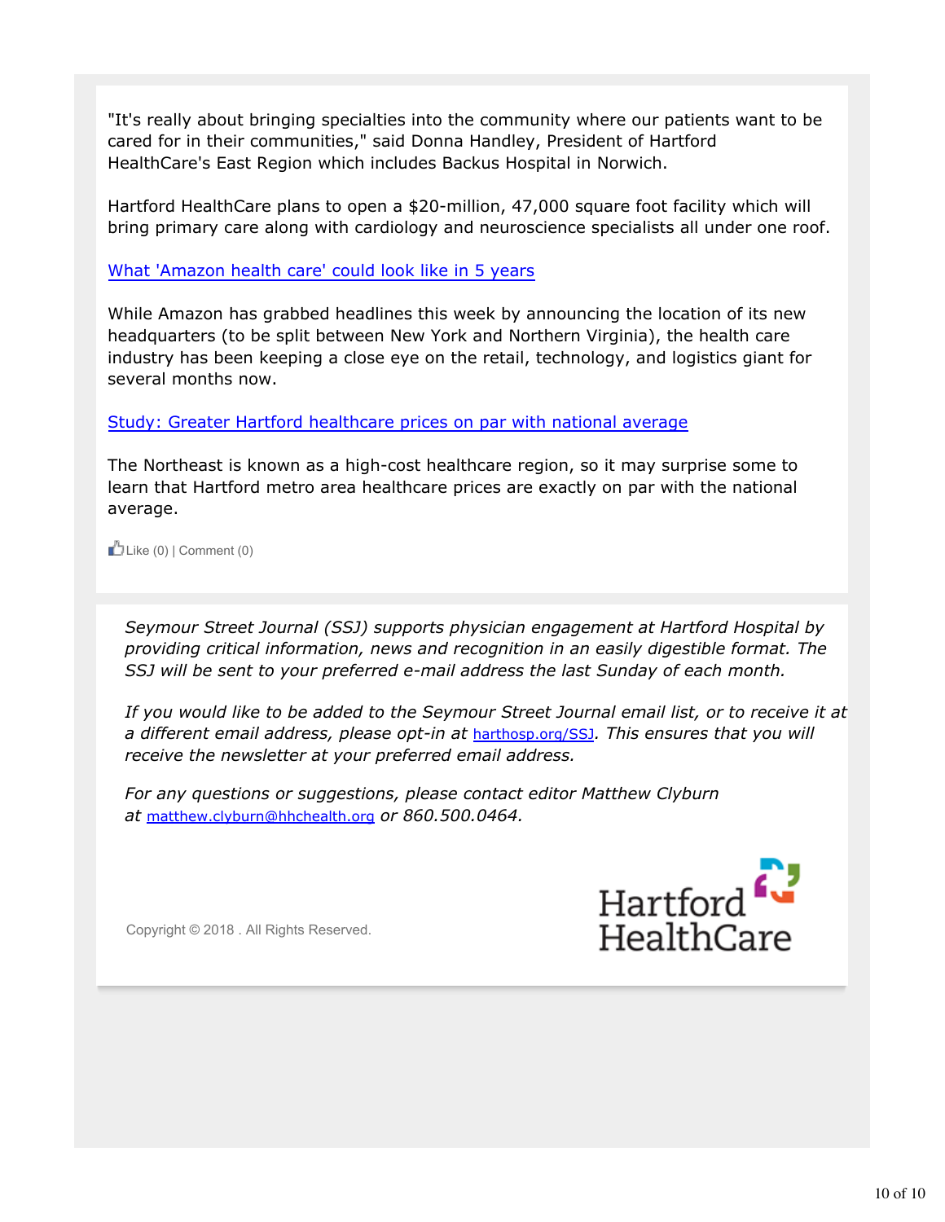"It's really about bringing specialties into the community where our patients want to be cared for in their communities," said Donna Handley, President of Hartford HealthCare's East Region which includes Backus Hospital in Norwich.

Hartford HealthCare plans to open a $20-million, 47,000 square foot facility which will bring primary care along with cardiology and neuroscience specialists all under one roof.

What 'Amazon health care' could look like in 5 years

While Amazon has grabbed headlines this week by announcing the location of its new headquarters (to be split between New York and Northern Virginia), the health care industry has been keeping a close eye on the retail, technology, and logistics giant for several months now.

Study: Greater Hartford healthcare prices on par with national average

The Northeast is known as a high-cost healthcare region, so it may surprise some to learn that Hartford metro area healthcare prices are exactly on par with the national average.

Like (0) | Comment (0)

*Seymour Street Journal (SSJ) supports physician engagement at Hartford Hospital by providing critical information, news and recognition in an easily digestible format. The SSJ will be sent to your preferred e-mail address the last Sunday of each month.*

*If you would like to be added to the Seymour Street Journal email list, or to receive it at a different email address, please opt-in at harthosp.org/SSJ. This ensures that you will receive the newsletter at your preferred email address.*

*For any questions or suggestions, please contact editor Matthew Clyburn at matthew.clyburn@hhchealth.org or 860.500.0464.*

Copyright © 2018 . All Rights Reserved.

Hartford HealthCare